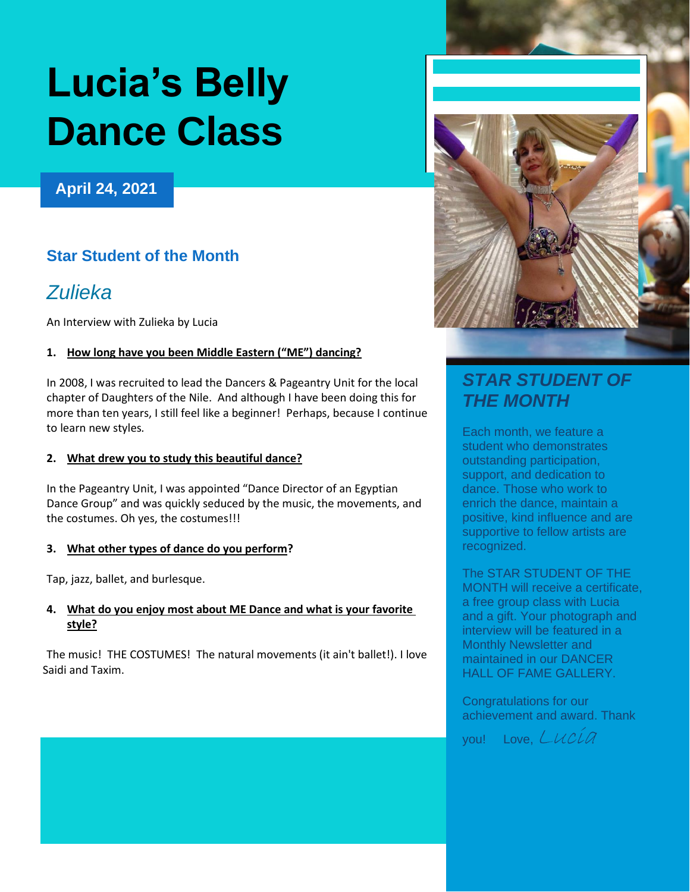# Lucia's Belly Dance Class

**April 24, 2021**

## Star Student of the Month

### *Zulieka*

An Interview with Zulieka by Lucia

1. **How long have you been Middle Eastern ("ME") dancing?**

In 2008, I was recruited to lead the Dancers & Pageantry Unit for the local chapter of Daughters of the Nile. And although I have been doing this for more than ten years, I still feel like a beginner! Perhaps, because I continue to learn new styles.

2. **What drew you to study this beautiful dance?**

In the Pageantry Unit, I was appointed "Dance Director of an Egyptian Dance Group" and was quickly seduced by the music, the movements, and the costumes. Oh yes, the costumes!!!

3. **What other types of dance do you perform?**

Tap, jazz, ballet, and burlesque.

4. **What do you enjoy most about ME Dance and what is your favorite style?**

The music! THE COSTUMES! The natural movements (it ain't ballet!). I love Saidi and Taxim.

## *STAR STUDENT OF THE MONTH*

Each month, we feature a student who demonstrates outstanding participation, support, and dedication to dance. Those who work to enrich the dance, maintain a positive, kind influence and are supportive to fellow artists are recognized.

The STAR STUDENT OF THE MONTH will receive a certificate, a free group class with Lucia and a gift. Your photograph and interview will be featured in a Monthly Newsletter and maintained in our DANCER HALL OF FAME GALLERY.

Congratulations for our achievement and award. Thank you! Love, *Lucia*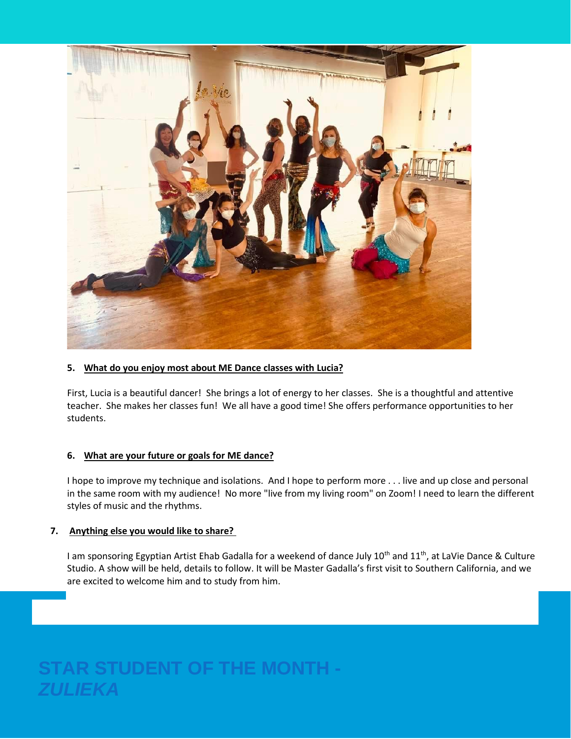**5. What do you enjoy most about ME Dance classes with Lucia?**

First, Lucia is a beautiful dancer! She brings a lot of energy to her classes. She is a thoughtful and attentive teacher. She makes her classes fun! We all have a good time! She offers performance opportunities to her students.

**6. What are your future or goals for ME dance?**

I hope to improve my technique and isolations. And I hope to perform more . . . live and up close and personal in the same room with my audience! No more "live from my living room" on Zoom! I need to learn the different styles of music and the rhythms.

**7. Anything else you would like to share?**

I am sponsoring Egyptian Artist Ehab Gadalla for a weekend of dance July 10th and 11th, at LaVie Dance & Culture Studio. A show will be held, details to follow. It will be Master Gadalla's first visit to Southern California, and we are excited to welcome him and to study from him.

## STAR STUDENT OF THE MONTH - *ZULIEKA*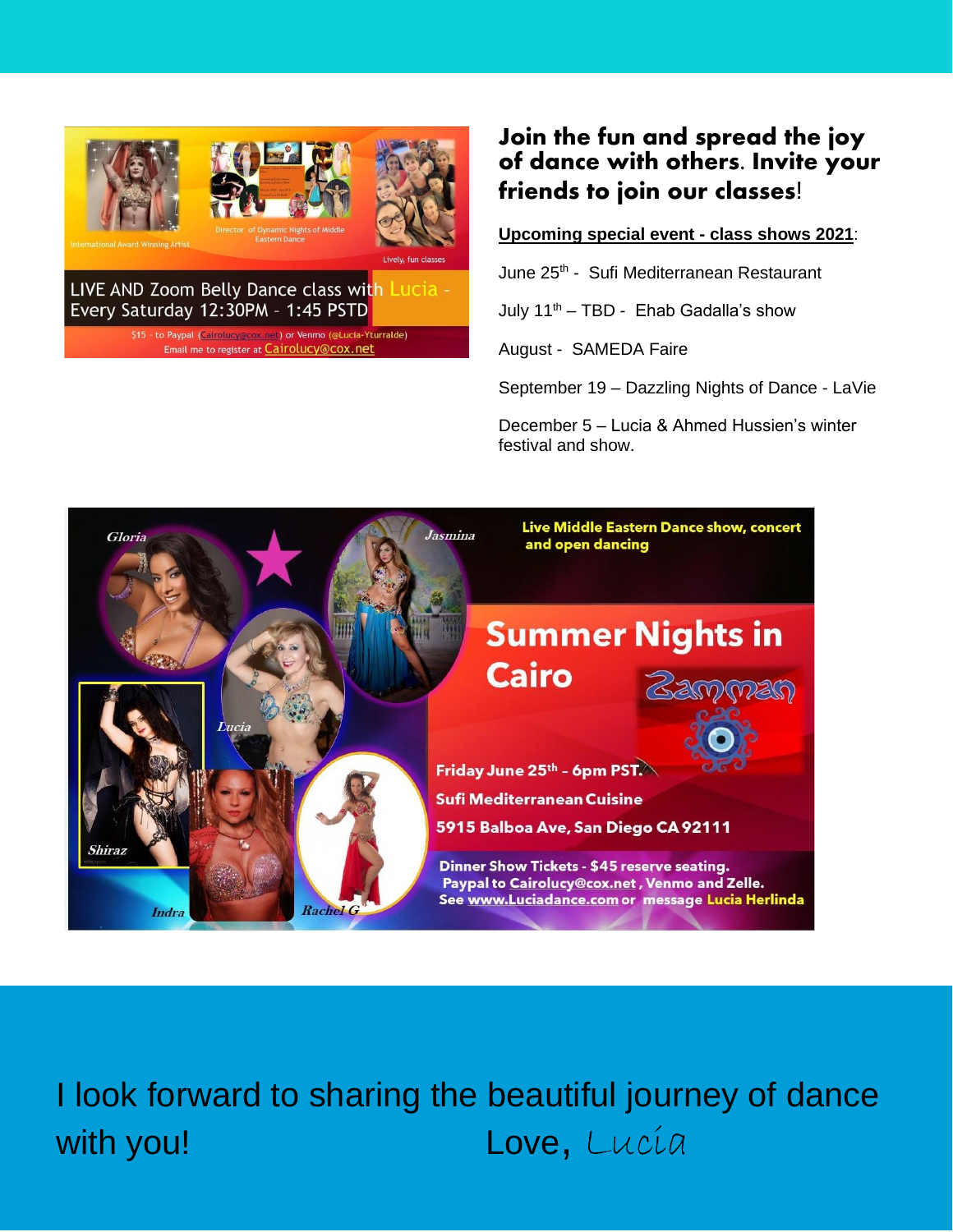LIVE AND Zoom Belly Dance class with Lucia - Every Saturday 12:30PM - 1:45 PSTD

$15 - to Paypal (Cairolucy@cox.net) or Venmo (@Lucia-Yturralde)
Email me to register at Cairolucy@cox.net

## Join the fun and spread the joy of dance with others. Invite your friends to join our classes!

**Upcoming special event - class shows 2021**:

June 25th - Sufi Mediterranean Restaurant

July 11th – TBD - Ehab Gadalla's show

August - SAMEDA Faire

September 19 – Dazzling Nights of Dance - LaVie

December 5 – Lucia & Ahmed Hussien's winter festival and show.

**Live Middle Eastern Dance show, concert and open dancing**

## Summer Nights in Cairo

Zamman

Gloria, Jasmina, Lucia, Shiraz, Indra, Rachel G

**Friday June 25th – 6pm PST.**

**Sufi Mediterranean Cuisine**

**5915 Balboa Ave, San Diego CA 92111**

**Dinner Show Tickets - $45 reserve seating.**
**Paypal to Cairolucy@cox.net, Venmo and Zelle.**
**See www.Luciadance.com or message Lucia Herlinda**

I look forward to sharing the beautiful journey of dance with you! Love, Lucia